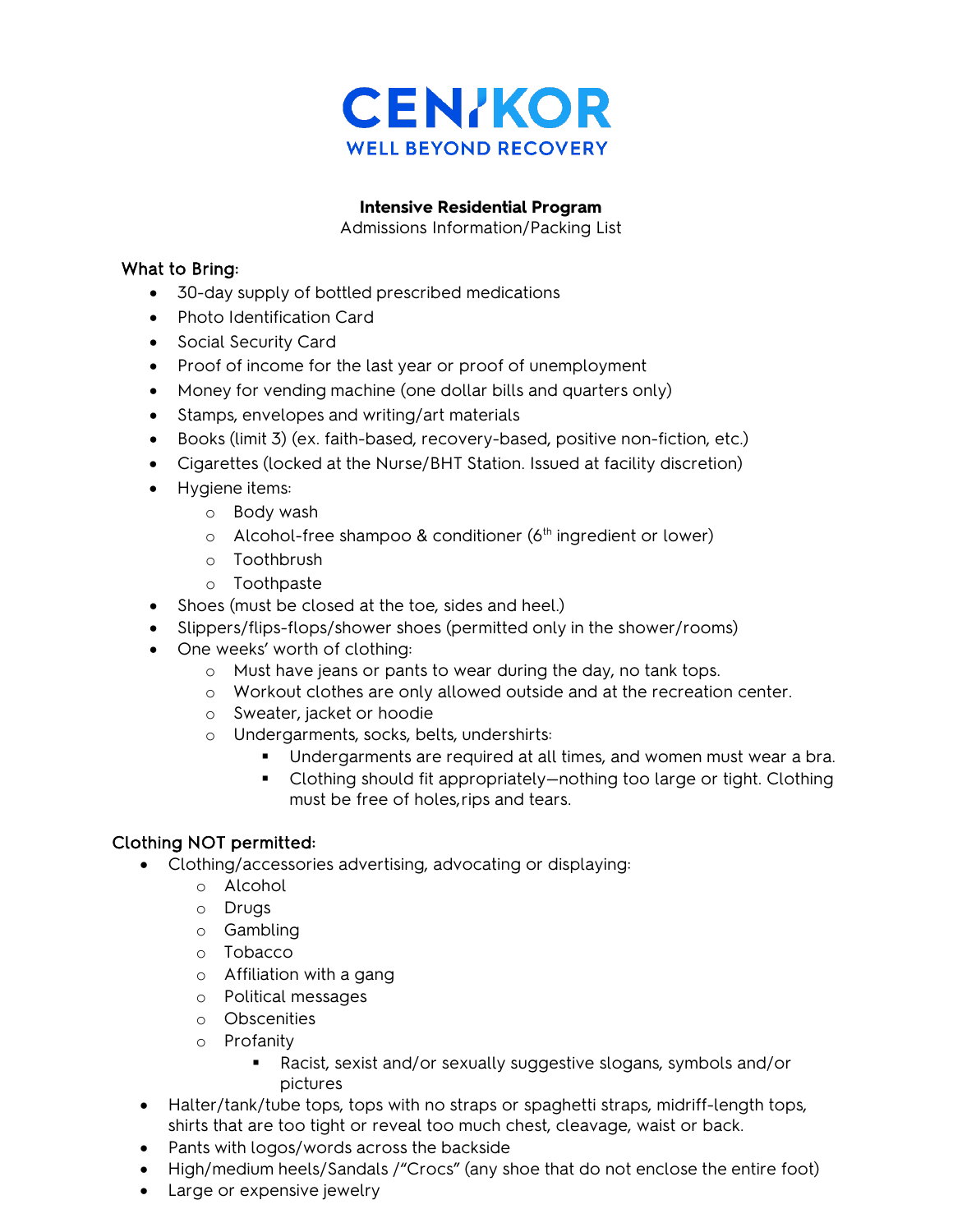# CENIKOR

WELL BEYOND RECOVERY

**Intensive Residential Program**

Admissions Information/Packing List

## What to Bring:

- 30-day supply of bottled prescribed medications
- Photo Identification Card
- Social Security Card
- Proof of income for the last year or proof of unemployment
- Money for vending machine (one dollar bills and quarters only)
- Stamps, envelopes and writing/art materials
- Books (limit 3) (ex. faith-based, recovery-based, positive non-fiction, etc.)
- Cigarettes (locked at the Nurse/BHT Station. Issued at facility discretion)
- Hygiene items:
  - Body wash
  - Alcohol-free shampoo & conditioner (6th ingredient or lower)
  - Toothbrush
  - Toothpaste
- Shoes (must be closed at the toe, sides and heel.)
- Slippers/flips-flops/shower shoes (permitted only in the shower/rooms)
- One weeks' worth of clothing:
  - Must have jeans or pants to wear during the day, no tank tops.
  - Workout clothes are only allowed outside and at the recreation center.
  - Sweater, jacket or hoodie
  - Undergarments, socks, belts, undershirts:
    - Undergarments are required at all times, and women must wear a bra.
    - Clothing should fit appropriately—nothing too large or tight. Clothing must be free of holes,rips and tears.

## Clothing NOT permitted:

- Clothing/accessories advertising, advocating or displaying:
  - Alcohol
  - Drugs
  - Gambling
  - Tobacco
  - Affiliation with a gang
  - Political messages
  - Obscenities
  - Profanity
    - Racist, sexist and/or sexually suggestive slogans, symbols and/or pictures
- Halter/tank/tube tops, tops with no straps or spaghetti straps, midriff-length tops, shirts that are too tight or reveal too much chest, cleavage, waist or back.
- Pants with logos/words across the backside
- High/medium heels/Sandals /"Crocs" (any shoe that do not enclose the entire foot)
- Large or expensive jewelry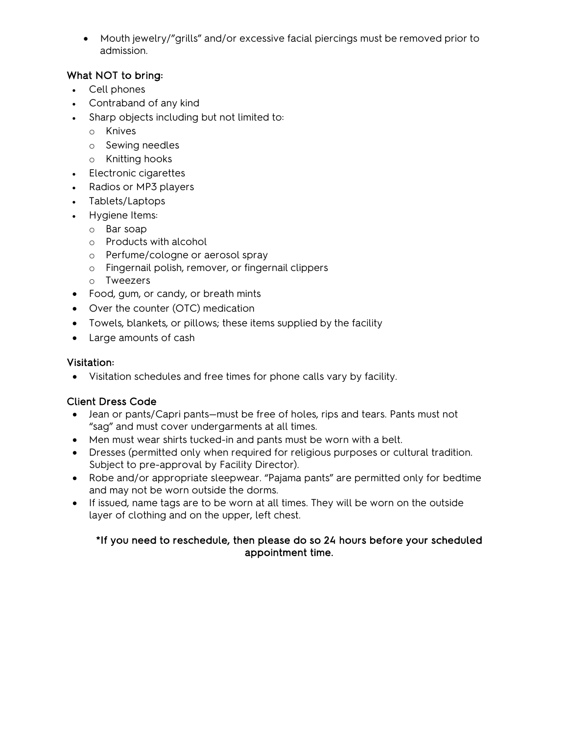- Mouth jewelry/"grills" and/or excessive facial piercings must be removed prior to admission.

## What NOT to bring:

- Cell phones
- Contraband of any kind
- Sharp objects including but not limited to:
  - Knives
  - Sewing needles
  - Knitting hooks
- Electronic cigarettes
- Radios or MP3 players
- Tablets/Laptops
- Hygiene Items:
  - Bar soap
  - Products with alcohol
  - Perfume/cologne or aerosol spray
  - Fingernail polish, remover, or fingernail clippers
  - Tweezers
- Food, gum, or candy, or breath mints
- Over the counter (OTC) medication
- Towels, blankets, or pillows; these items supplied by the facility
- Large amounts of cash

## Visitation:

- Visitation schedules and free times for phone calls vary by facility.

## Client Dress Code

- Jean or pants/Capri pants—must be free of holes, rips and tears. Pants must not "sag" and must cover undergarments at all times.
- Men must wear shirts tucked-in and pants must be worn with a belt.
- Dresses (permitted only when required for religious purposes or cultural tradition. Subject to pre-approval by Facility Director).
- Robe and/or appropriate sleepwear. "Pajama pants" are permitted only for bedtime and may not be worn outside the dorms.
- If issued, name tags are to be worn at all times. They will be worn on the outside layer of clothing and on the upper, left chest.

**\*If you need to reschedule, then please do so 24 hours before your scheduled appointment time.**